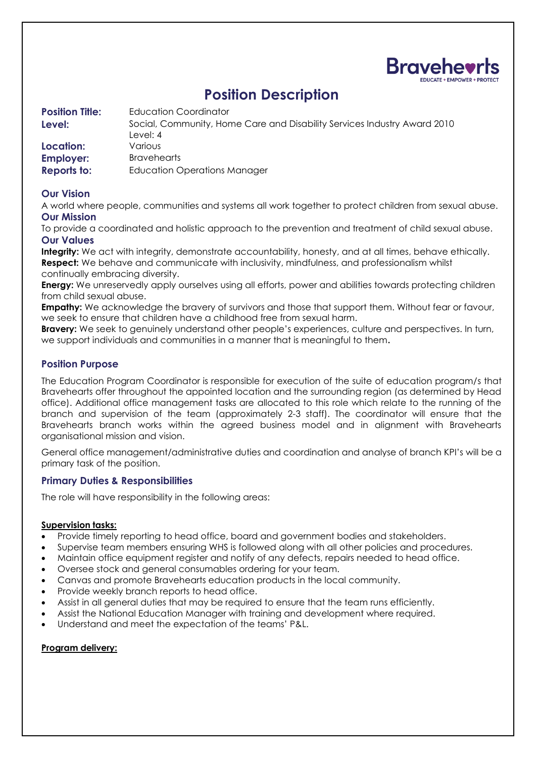**Bravehearts**
EDUCATE + EMPOWER + PROTECT

# Position Description

**Position Title:** Education Coordinator
**Level:** Social, Community, Home Care and Disability Services Industry Award 2010 Level: 4
**Location:** Various
**Employer:** Bravehearts
**Reports to:** Education Operations Manager

## Our Vision

A world where people, communities and systems all work together to protect children from sexual abuse.

## Our Mission

To provide a coordinated and holistic approach to the prevention and treatment of child sexual abuse.

## Our Values

**Integrity:** We act with integrity, demonstrate accountability, honesty, and at all times, behave ethically.
**Respect:** We behave and communicate with inclusivity, mindfulness, and professionalism whilst continually embracing diversity.
**Energy:** We unreservedly apply ourselves using all efforts, power and abilities towards protecting children from child sexual abuse.
**Empathy:** We acknowledge the bravery of survivors and those that support them. Without fear or favour, we seek to ensure that children have a childhood free from sexual harm.
**Bravery:** We seek to genuinely understand other people's experiences, culture and perspectives. In turn, we support individuals and communities in a manner that is meaningful to them**.**

## Position Purpose

The Education Program Coordinator is responsible for execution of the suite of education program/s that Bravehearts offer throughout the appointed location and the surrounding region (as determined by Head office). Additional office management tasks are allocated to this role which relate to the running of the branch and supervision of the team (approximately 2-3 staff). The coordinator will ensure that the Bravehearts branch works within the agreed business model and in alignment with Bravehearts organisational mission and vision.

General office management/administrative duties and coordination and analyse of branch KPI's will be a primary task of the position.

## Primary Duties & Responsibilities

The role will have responsibility in the following areas:

**Supervision tasks:**

- Provide timely reporting to head office, board and government bodies and stakeholders.
- Supervise team members ensuring WHS is followed along with all other policies and procedures.
- Maintain office equipment register and notify of any defects, repairs needed to head office.
- Oversee stock and general consumables ordering for your team.
- Canvas and promote Bravehearts education products in the local community.
- Provide weekly branch reports to head office.
- Assist in all general duties that may be required to ensure that the team runs efficiently.
- Assist the National Education Manager with training and development where required.
- Understand and meet the expectation of the teams' P&L.

**Program delivery:**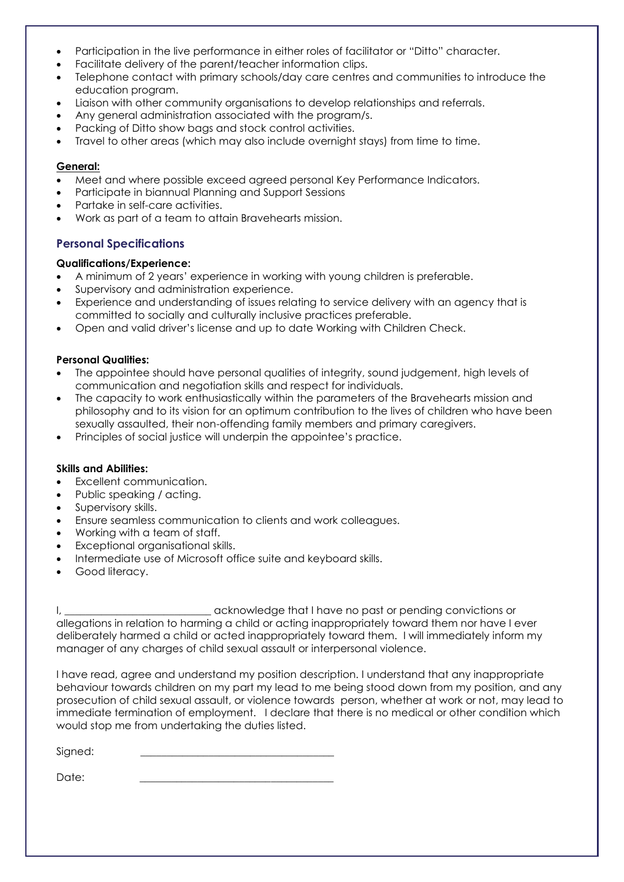- Participation in the live performance in either roles of facilitator or "Ditto" character.
- Facilitate delivery of the parent/teacher information clips.
- Telephone contact with primary schools/day care centres and communities to introduce the education program.
- Liaison with other community organisations to develop relationships and referrals.
- Any general administration associated with the program/s.
- Packing of Ditto show bags and stock control activities.
- Travel to other areas (which may also include overnight stays) from time to time.

**General:**

- Meet and where possible exceed agreed personal Key Performance Indicators.
- Participate in biannual Planning and Support Sessions
- Partake in self-care activities.
- Work as part of a team to attain Bravehearts mission.

## Personal Specifications

**Qualifications/Experience:**

- A minimum of 2 years' experience in working with young children is preferable.
- Supervisory and administration experience.
- Experience and understanding of issues relating to service delivery with an agency that is committed to socially and culturally inclusive practices preferable.
- Open and valid driver's license and up to date Working with Children Check.

**Personal Qualities:**

- The appointee should have personal qualities of integrity, sound judgement, high levels of communication and negotiation skills and respect for individuals.
- The capacity to work enthusiastically within the parameters of the Bravehearts mission and philosophy and to its vision for an optimum contribution to the lives of children who have been sexually assaulted, their non-offending family members and primary caregivers.
- Principles of social justice will underpin the appointee's practice.

**Skills and Abilities:**

- Excellent communication.
- Public speaking / acting.
- Supervisory skills.
- Ensure seamless communication to clients and work colleagues.
- Working with a team of staff.
- Exceptional organisational skills.
- Intermediate use of Microsoft office suite and keyboard skills.
- Good literacy.

I, ___________________________ acknowledge that I have no past or pending convictions or allegations in relation to harming a child or acting inappropriately toward them nor have I ever deliberately harmed a child or acted inappropriately toward them. I will immediately inform my manager of any charges of child sexual assault or interpersonal violence.

I have read, agree and understand my position description. I understand that any inappropriate behaviour towards children on my part my lead to me being stood down from my position, and any prosecution of child sexual assault, or violence towards person, whether at work or not, may lead to immediate termination of employment. I declare that there is no medical or other condition which would stop me from undertaking the duties listed.

Signed: ____________________________________

Date: ____________________________________